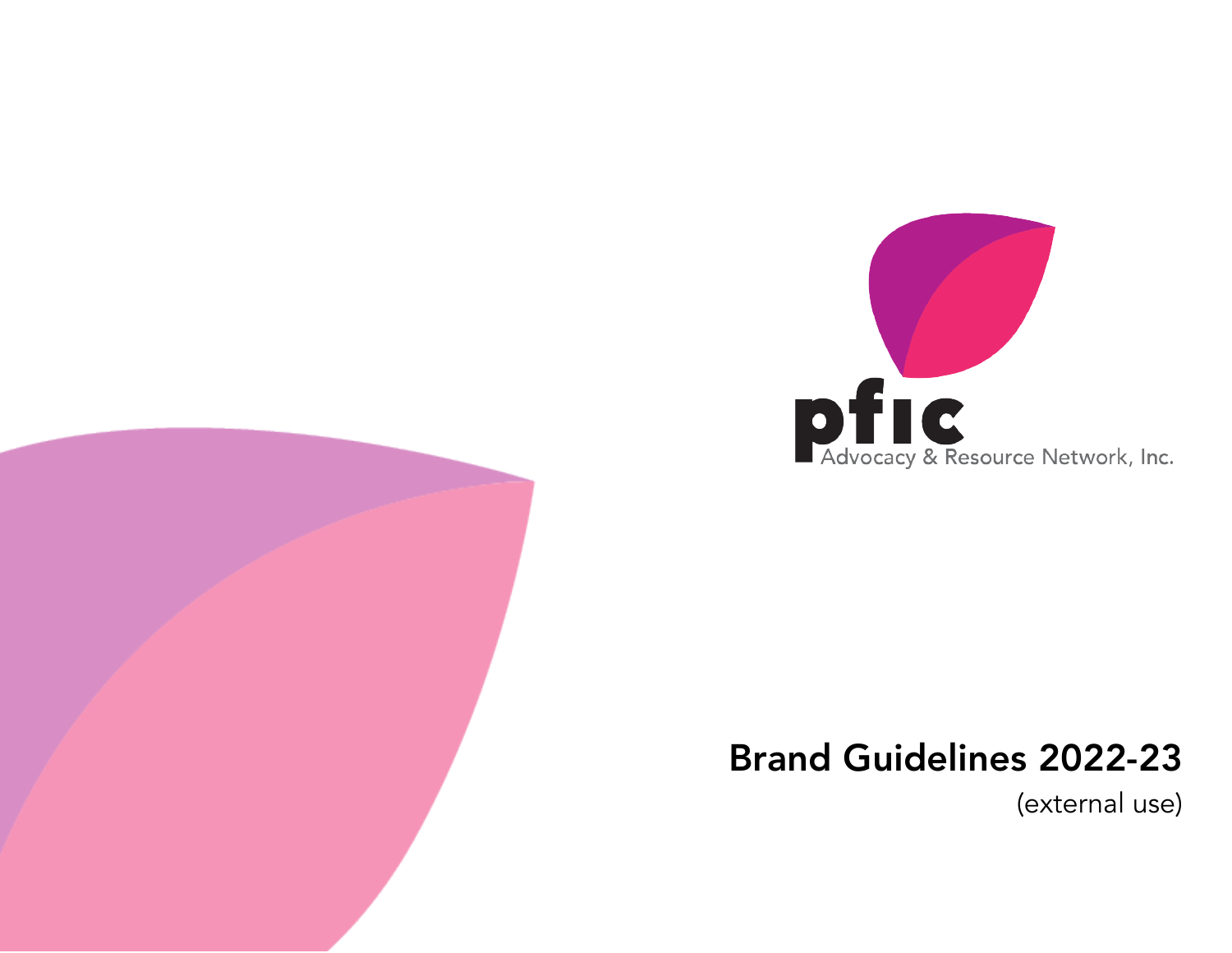pfic
Advocacy & Resource Network, Inc.

# Brand Guidelines 2022-23

(external use)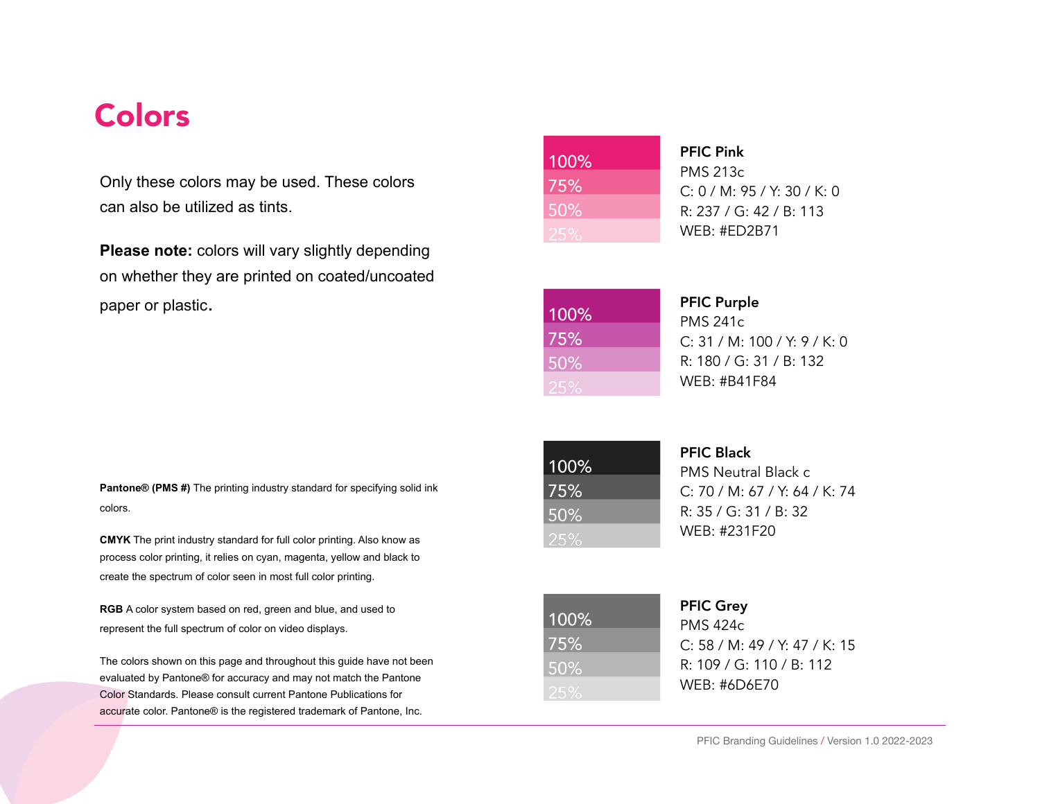# Colors

Only these colors may be used. These colors can also be utilized as tints.

**Please note:** colors will vary slightly depending on whether they are printed on coated/uncoated paper or plastic.

**Pantone® (PMS #)** The printing industry standard for specifying solid ink colors.

**CMYK** The print industry standard for full color printing. Also know as process color printing, it relies on cyan, magenta, yellow and black to create the spectrum of color seen in most full color printing.

**RGB** A color system based on red, green and blue, and used to represent the full spectrum of color on video displays.

The colors shown on this page and throughout this guide have not been evaluated by Pantone® for accuracy and may not match the Pantone Color Standards. Please consult current Pantone Publications for accurate color. Pantone® is the registered trademark of Pantone, Inc.

100% / 75% / 50% / 25%

**PFIC Pink**
PMS 213c
C: 0 / M: 95 / Y: 30 / K: 0
R: 237 / G: 42 / B: 113
WEB: #ED2B71

100% / 75% / 50% / 25%

**PFIC Purple**
PMS 241c
C: 31 / M: 100 / Y: 9 / K: 0
R: 180 / G: 31 / B: 132
WEB: #B41F84

100% / 75% / 50% / 25%

**PFIC Black**
PMS Neutral Black c
C: 70 / M: 67 / Y: 64 / K: 74
R: 35 / G: 31 / B: 32
WEB: #231F20

100% / 75% / 50% / 25%

**PFIC Grey**
PMS 424c
C: 58 / M: 49 / Y: 47 / K: 15
R: 109 / G: 110 / B: 112
WEB: #6D6E70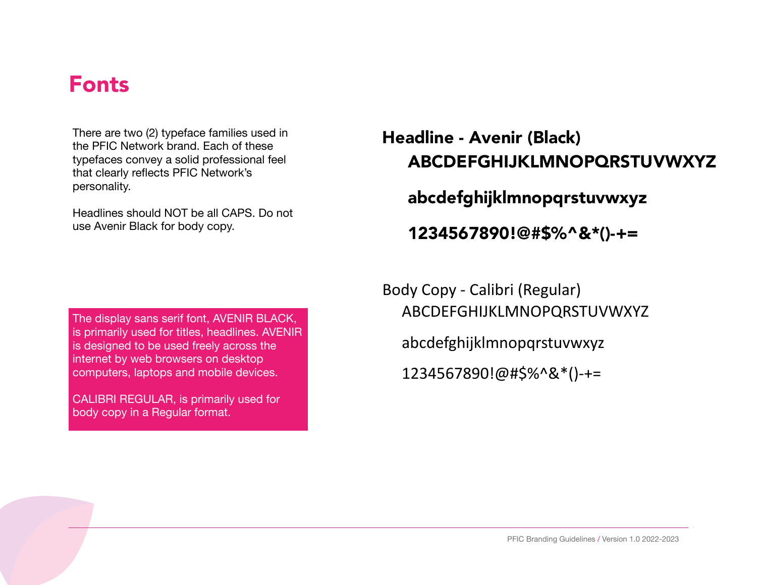# Fonts

There are two (2) typeface families used in the PFIC Network brand. Each of these typefaces convey a solid professional feel that clearly reflects PFIC Network's personality.

Headlines should NOT be all CAPS. Do not use Avenir Black for body copy.

The display sans serif font, AVENIR BLACK, is primarily used for titles, headlines. AVENIR is designed to be used freely across the internet by web browsers on desktop computers, laptops and mobile devices.

CALIBRI REGULAR, is primarily used for body copy in a Regular format.

**Headline - Avenir (Black)**

**ABCDEFGHIJKLMNOPQRSTUVWXYZ**

**abcdefghijklmnopqrstuvwxyz**

**1234567890!@#$%^&*()-+=**

Body Copy - Calibri (Regular)

ABCDEFGHIJKLMNOPQRSTUVWXYZ

abcdefghijklmnopqrstuvwxyz

1234567890!@#$%^&*()-+=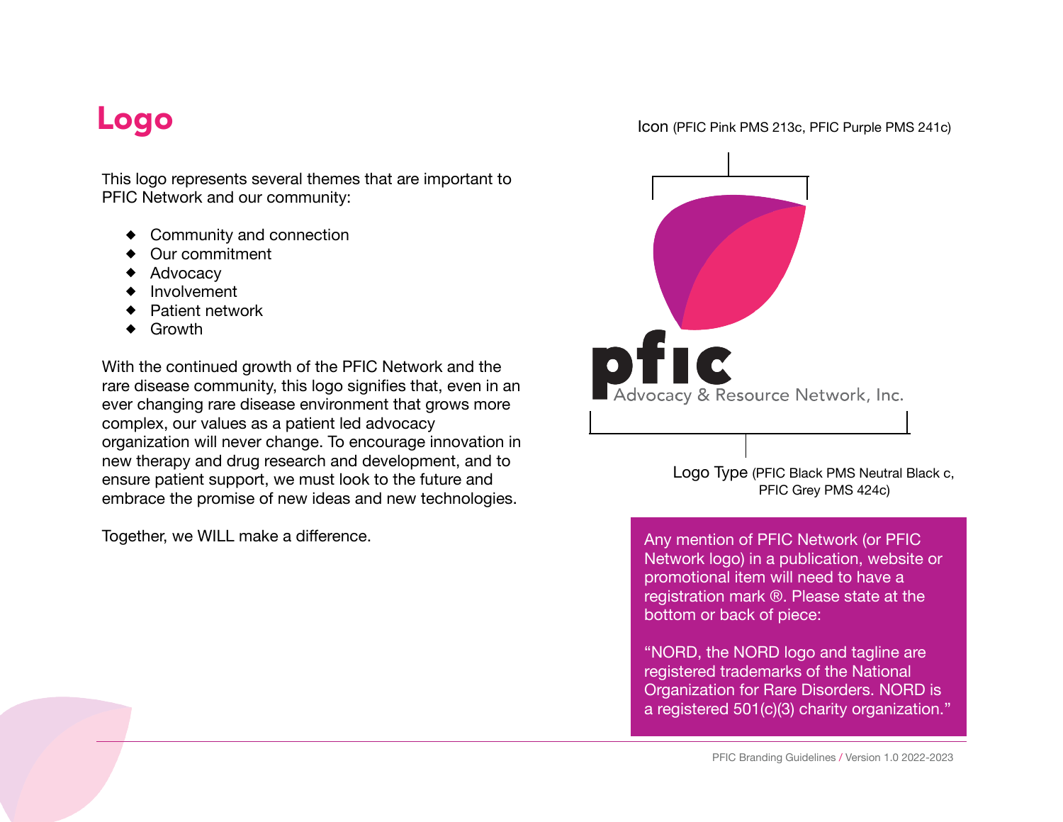# Logo

This logo represents several themes that are important to PFIC Network and our community:

- Community and connection
- Our commitment
- Advocacy
- Involvement
- Patient network
- Growth

With the continued growth of the PFIC Network and the rare disease community, this logo signifies that, even in an ever changing rare disease environment that grows more complex, our values as a patient led advocacy organization will never change. To encourage innovation in new therapy and drug research and development, and to ensure patient support, we must look to the future and embrace the promise of new ideas and new technologies.

Together, we WILL make a difference.

Icon (PFIC Pink PMS 213c, PFIC Purple PMS 241c)

pfic
Advocacy & Resource Network, Inc.

Logo Type (PFIC Black PMS Neutral Black c, PFIC Grey PMS 424c)

Any mention of PFIC Network (or PFIC Network logo) in a publication, website or promotional item will need to have a registration mark ®. Please state at the bottom or back of piece:

"NORD, the NORD logo and tagline are registered trademarks of the National Organization for Rare Disorders. NORD is a registered 501(c)(3) charity organization."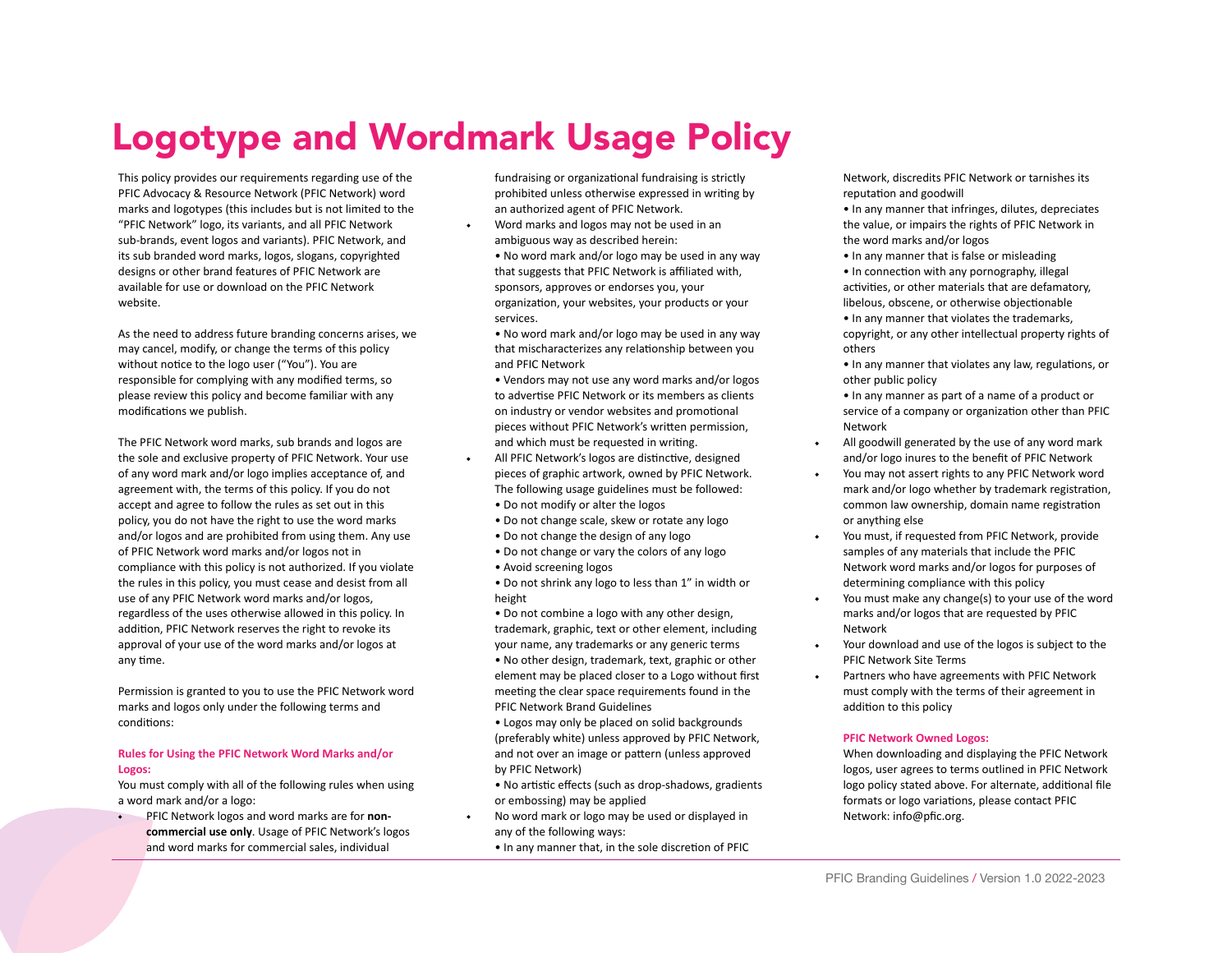# Logotype and Wordmark Usage Policy

This policy provides our requirements regarding use of the PFIC Advocacy & Resource Network (PFIC Network) word marks and logotypes (this includes but is not limited to the "PFIC Network" logo, its variants, and all PFIC Network sub-brands, event logos and variants). PFIC Network, and its sub branded word marks, logos, slogans, copyrighted designs or other brand features of PFIC Network are available for use or download on the PFIC Network website.

As the need to address future branding concerns arises, we may cancel, modify, or change the terms of this policy without notice to the logo user ("You"). You are responsible for complying with any modified terms, so please review this policy and become familiar with any modifications we publish.

The PFIC Network word marks, sub brands and logos are the sole and exclusive property of PFIC Network. Your use of any word mark and/or logo implies acceptance of, and agreement with, the terms of this policy. If you do not accept and agree to follow the rules as set out in this policy, you do not have the right to use the word marks and/or logos and are prohibited from using them. Any use of PFIC Network word marks and/or logos not in compliance with this policy is not authorized. If you violate the rules in this policy, you must cease and desist from all use of any PFIC Network word marks and/or logos, regardless of the uses otherwise allowed in this policy. In addition, PFIC Network reserves the right to revoke its approval of your use of the word marks and/or logos at any time.

Permission is granted to you to use the PFIC Network word marks and logos only under the following terms and conditions:

### Rules for Using the PFIC Network Word Marks and/or Logos:

You must comply with all of the following rules when using a word mark and/or a logo:

- PFIC Network logos and word marks are for **non-commercial use only**. Usage of PFIC Network's logos and word marks for commercial sales, individual fundraising or organizational fundraising is strictly prohibited unless otherwise expressed in writing by an authorized agent of PFIC Network.
- Word marks and logos may not be used in an ambiguous way as described herein:
  - No word mark and/or logo may be used in any way that suggests that PFIC Network is affiliated with, sponsors, approves or endorses you, your organization, your websites, your products or your services.
  - No word mark and/or logo may be used in any way that mischaracterizes any relationship between you and PFIC Network
  - Vendors may not use any word marks and/or logos to advertise PFIC Network or its members as clients on industry or vendor websites and promotional pieces without PFIC Network's written permission, and which must be requested in writing.
- All PFIC Network's logos are distinctive, designed pieces of graphic artwork, owned by PFIC Network. The following usage guidelines must be followed:
  - Do not modify or alter the logos
  - Do not change scale, skew or rotate any logo
  - Do not change the design of any logo
  - Do not change or vary the colors of any logo
  - Avoid screening logos
  - Do not shrink any logo to less than 1" in width or height
  - Do not combine a logo with any other design, trademark, graphic, text or other element, including your name, any trademarks or any generic terms
  - No other design, trademark, text, graphic or other element may be placed closer to a Logo without first meeting the clear space requirements found in the PFIC Network Brand Guidelines
  - Logos may only be placed on solid backgrounds (preferably white) unless approved by PFIC Network, and not over an image or pattern (unless approved by PFIC Network)
  - No artistic effects (such as drop-shadows, gradients or embossing) may be applied
- No word mark or logo may be used or displayed in any of the following ways:
  - In any manner that, in the sole discretion of PFIC Network, discredits PFIC Network or tarnishes its reputation and goodwill
  - In any manner that infringes, dilutes, depreciates the value, or impairs the rights of PFIC Network in the word marks and/or logos
  - In any manner that is false or misleading
  - In connection with any pornography, illegal activities, or other materials that are defamatory, libelous, obscene, or otherwise objectionable
  - In any manner that violates the trademarks, copyright, or any other intellectual property rights of others
  - In any manner that violates any law, regulations, or other public policy
  - In any manner as part of a name of a product or service of a company or organization other than PFIC Network
- All goodwill generated by the use of any word mark and/or logo inures to the benefit of PFIC Network
- You may not assert rights to any PFIC Network word mark and/or logo whether by trademark registration, common law ownership, domain name registration or anything else
- You must, if requested from PFIC Network, provide samples of any materials that include the PFIC Network word marks and/or logos for purposes of determining compliance with this policy
- You must make any change(s) to your use of the word marks and/or logos that are requested by PFIC Network
- Your download and use of the logos is subject to the PFIC Network Site Terms
- Partners who have agreements with PFIC Network must comply with the terms of their agreement in addition to this policy

### PFIC Network Owned Logos:

When downloading and displaying the PFIC Network logos, user agrees to terms outlined in PFIC Network logo policy stated above. For alternate, additional file formats or logo variations, please contact PFIC Network: info@pfic.org.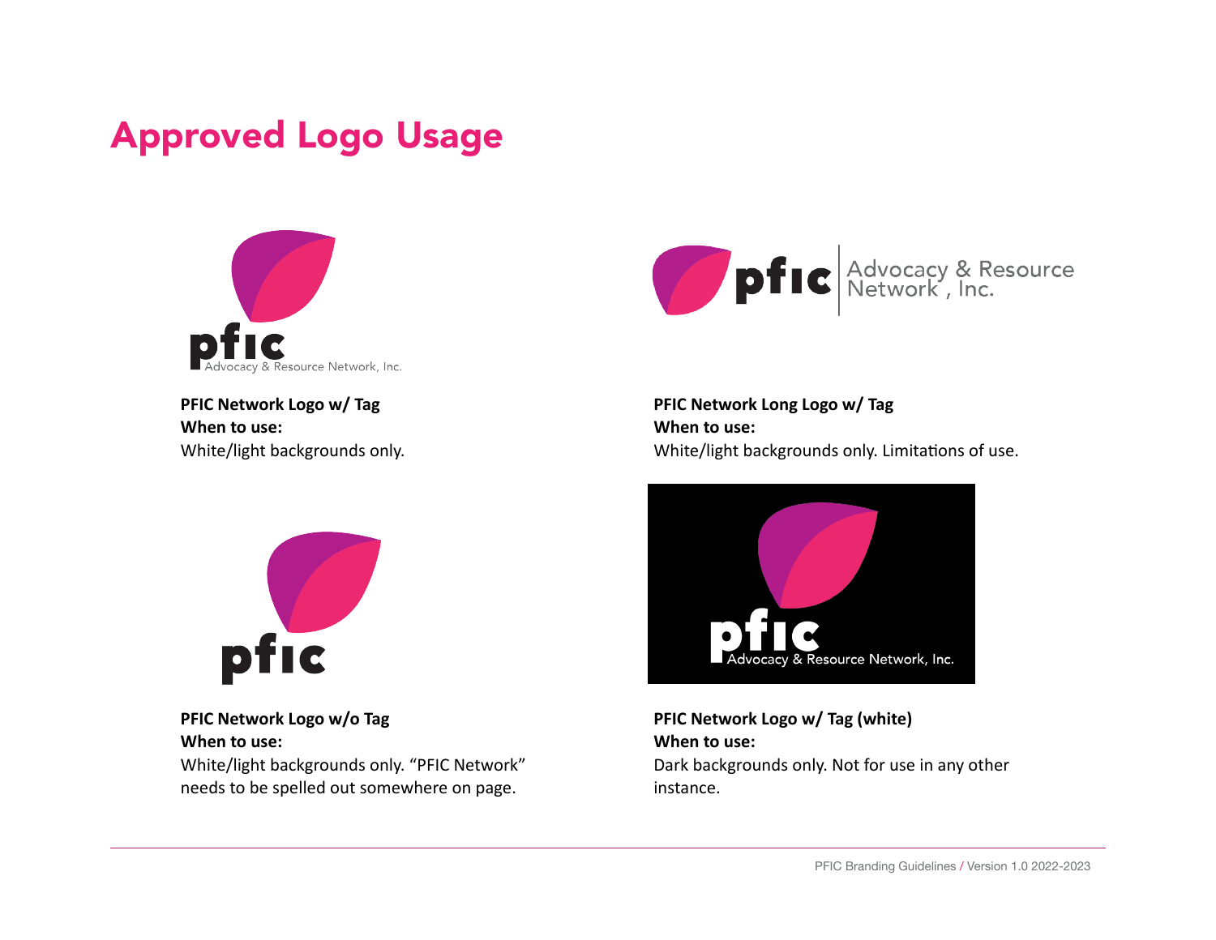# Approved Logo Usage

**PFIC Network Logo w/ Tag**
**When to use:**
White/light backgrounds only.

**PFIC Network Long Logo w/ Tag**
**When to use:**
White/light backgrounds only. Limitations of use.

**PFIC Network Logo w/o Tag**
**When to use:**
White/light backgrounds only. “PFIC Network” needs to be spelled out somewhere on page.

**PFIC Network Logo w/ Tag (white)**
**When to use:**
Dark backgrounds only. Not for use in any other instance.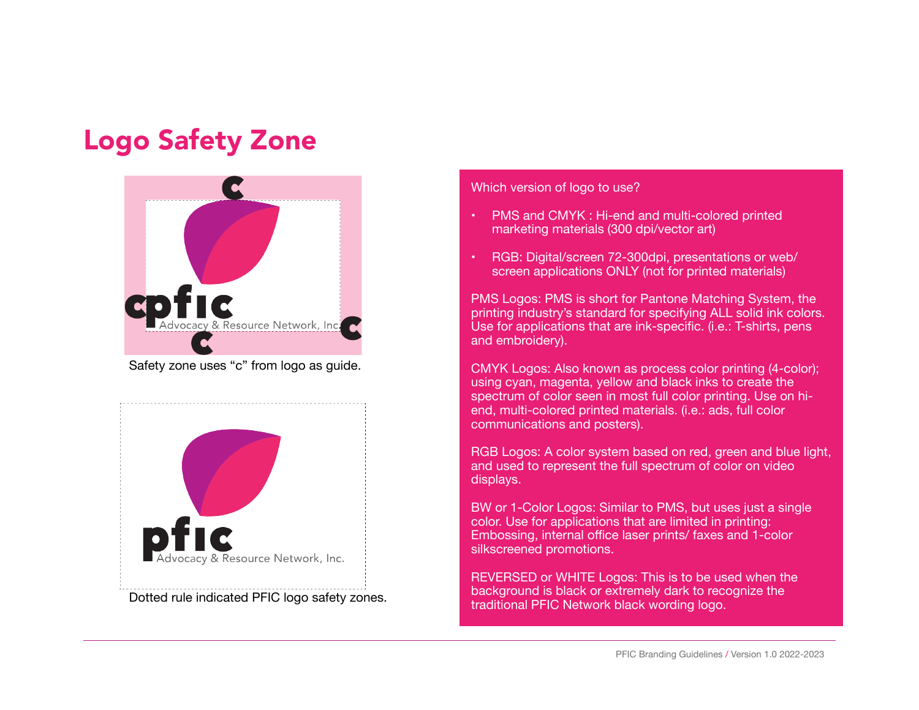# Logo Safety Zone

Safety zone uses “c” from logo as guide.

Dotted rule indicated PFIC logo safety zones.

Which version of logo to use?

- PMS and CMYK : Hi-end and multi-colored printed marketing materials (300 dpi/vector art)
- RGB: Digital/screen 72-300dpi, presentations or web/ screen applications ONLY (not for printed materials)

PMS Logos: PMS is short for Pantone Matching System, the printing industry’s standard for specifying ALL solid ink colors. Use for applications that are ink-specific. (i.e.: T-shirts, pens and embroidery).

CMYK Logos: Also known as process color printing (4-color); using cyan, magenta, yellow and black inks to create the spectrum of color seen in most full color printing. Use on hi-end, multi-colored printed materials. (i.e.: ads, full color communications and posters).

RGB Logos: A color system based on red, green and blue light, and used to represent the full spectrum of color on video displays.

BW or 1-Color Logos: Similar to PMS, but uses just a single color. Use for applications that are limited in printing: Embossing, internal office laser prints/ faxes and 1-color silkscreened promotions.

REVERSED or WHITE Logos: This is to be used when the background is black or extremely dark to recognize the traditional PFIC Network black wording logo.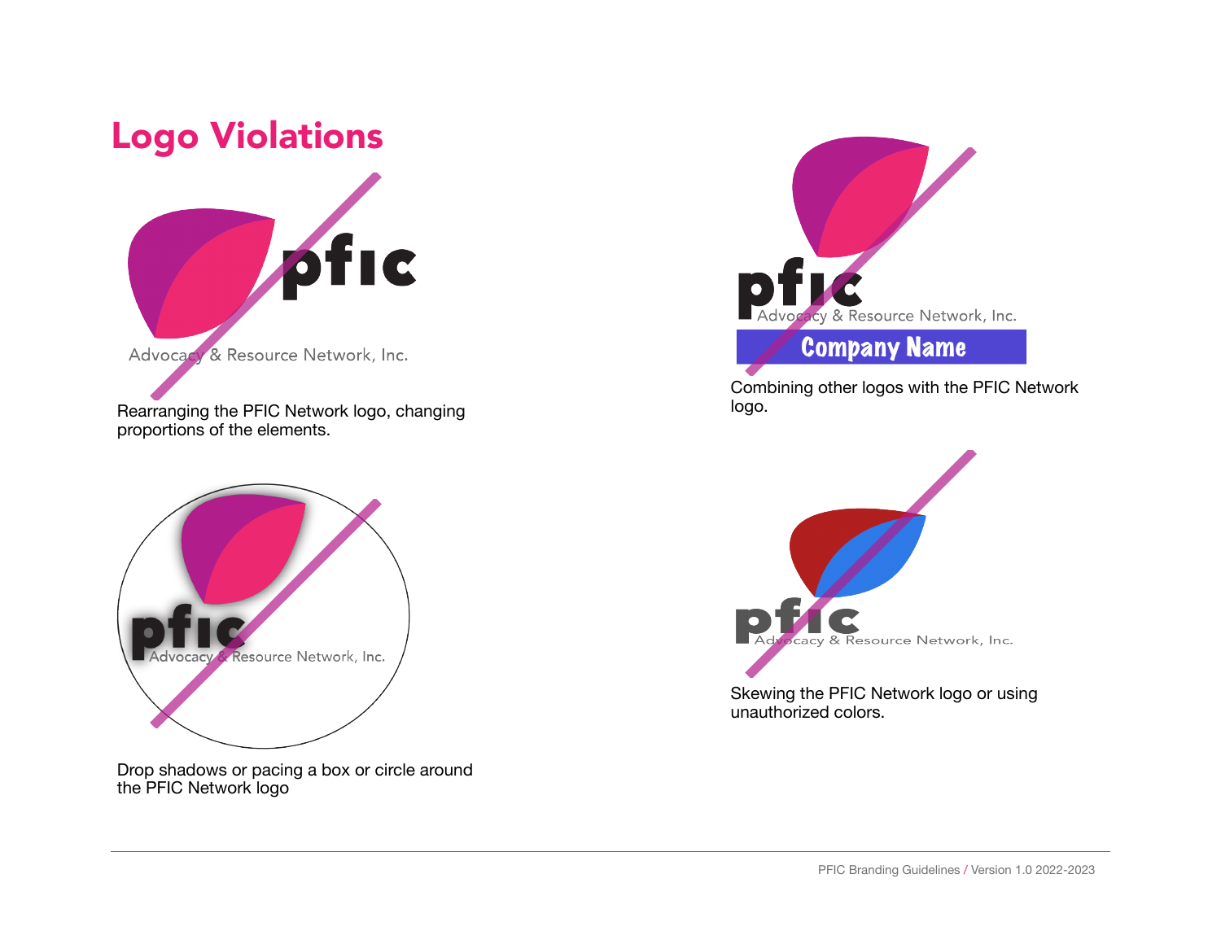# Logo Violations

Rearranging the PFIC Network logo, changing proportions of the elements.

Combining other logos with the PFIC Network logo.

Drop shadows or pacing a box or circle around the PFIC Network logo

Skewing the PFIC Network logo or using unauthorized colors.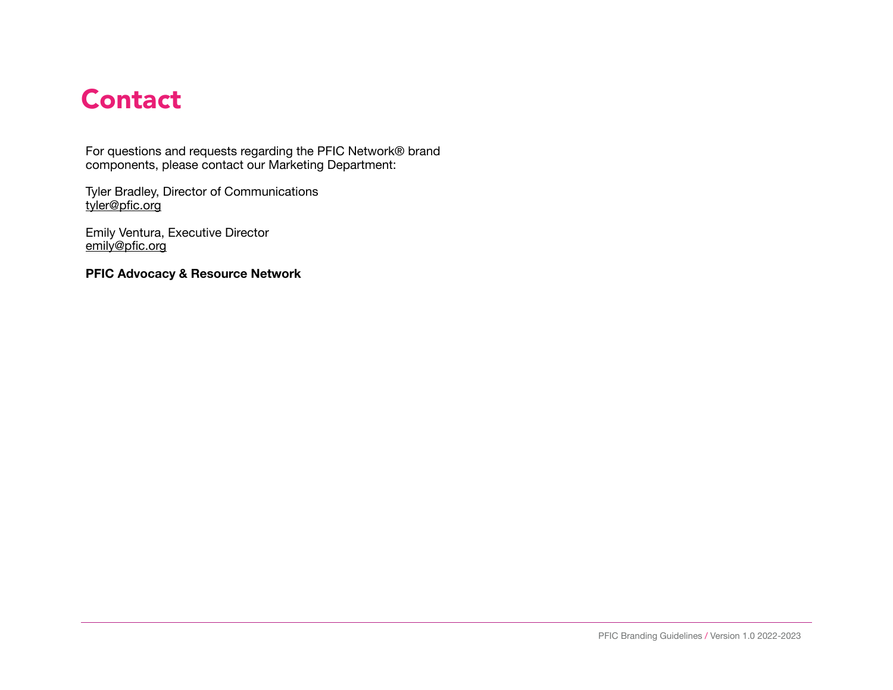# Contact

For questions and requests regarding the PFIC Network® brand components, please contact our Marketing Department:

Tyler Bradley, Director of Communications
tyler@pfic.org

Emily Ventura, Executive Director
emily@pfic.org

**PFIC Advocacy & Resource Network**